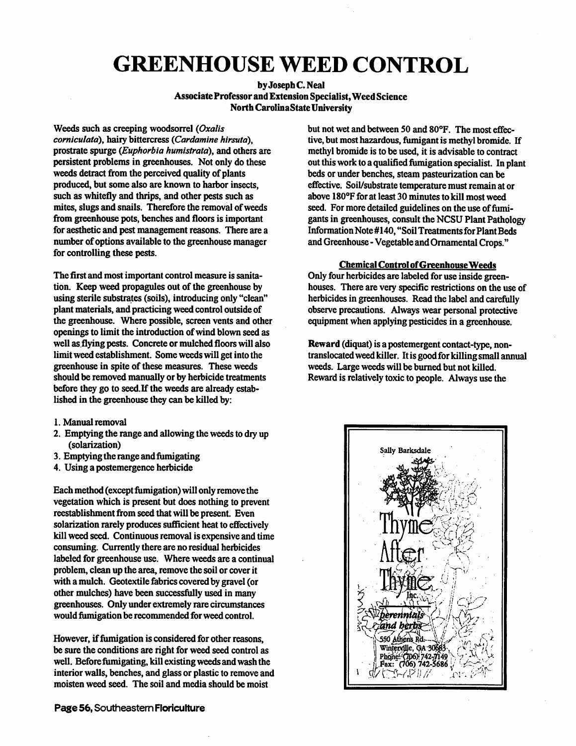# GREENHOUSE WEED CONTROL

**by Joseph C. Neal**
**Associate Professor and Extension Specialist, Weed Science**
**North Carolina State University**

Weeds such as creeping woodsorrel (*Oxalis corniculata*), hairy bittercress (*Cardamine hirsuta*), prostrate spurge (*Euphorbia humistrata*), and others are persistent problems in greenhouses. Not only do these weeds detract from the perceived quality of plants produced, but some also are known to harbor insects, such as whitefly and thrips, and other pests such as mites, slugs and snails. Therefore the removal of weeds from greenhouse pots, benches and floors is important for aesthetic and pest management reasons. There are a number of options available to the greenhouse manager for controlling these pests.

The first and most important control measure is sanitation. Keep weed propagules out of the greenhouse by using sterile substrates (soils), introducing only "clean" plant materials, and practicing weed control outside of the greenhouse. Where possible, screen vents and other openings to limit the introduction of wind blown seed as well as flying pests. Concrete or mulched floors will also limit weed establishment. Some weeds will get into the greenhouse in spite of these measures. These weeds should be removed manually or by herbicide treatments before they go to seed. If the weeds are already established in the greenhouse they can be killed by:

1. Manual removal
2. Emptying the range and allowing the weeds to dry up (solarization)
3. Emptying the range and fumigating
4. Using a postemergence herbicide

Each method (except fumigation) will only remove the vegetation which is present but does nothing to prevent reestablishment from seed that will be present. Even solarization rarely produces sufficient heat to effectively kill weed seed. Continuous removal is expensive and time consuming. Currently there are no residual herbicides labeled for greenhouse use. Where weeds are a continual problem, clean up the area, remove the soil or cover it with a mulch. Geotextile fabrics covered by gravel (or other mulches) have been successfully used in many greenhouses. Only under extremely rare circumstances would fumigation be recommended for weed control.

However, if fumigation is considered for other reasons, be sure the conditions are right for weed seed control as well. Before fumigating, kill existing weeds and wash the interior walls, benches, and glass or plastic to remove and moisten weed seed. The soil and media should be moist but not wet and between 50 and 80°F. The most effective, but most hazardous, fumigant is methyl bromide. If methyl bromide is to be used, it is advisable to contract out this work to a qualified fumigation specialist. In plant beds or under benches, steam pasteurization can be effective. Soil/substrate temperature must remain at or above 180°F for at least 30 minutes to kill most weed seed. For more detailed guidelines on the use of fumigants in greenhouses, consult the NCSU Plant Pathology Information Note #140, "Soil Treatments for Plant Beds and Greenhouse - Vegetable and Ornamental Crops."

## Chemical Control of Greenhouse Weeds

Only four herbicides are labeled for use inside greenhouses. There are very specific restrictions on the use of herbicides in greenhouses. Read the label and carefully observe precautions. Always wear personal protective equipment when applying pesticides in a greenhouse.

**Reward** (diquat) is a postemergent contact-type, non-translocated weed killer. It is good for killing small annual weeds. Large weeds will be burned but not killed. Reward is relatively toxic to people. Always use the

Sally Barksdale
Thyme After Thyme Inc.
perennials and herbs
550 Athens Rd.
Winterville, GA 30683
Phone: (706) 742-7149
Fax: (706) 742-5686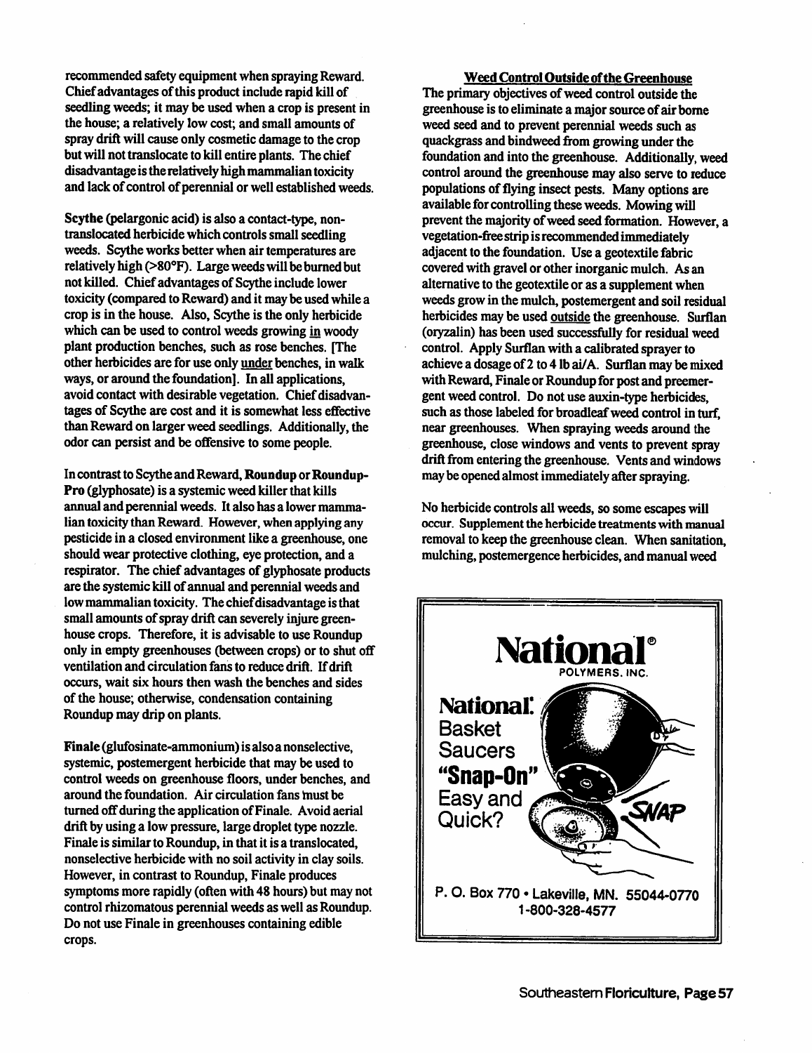recommended safety equipment when spraying Reward. Chief advantages of this product include rapid kill of seedling weeds; it may be used when a crop is present in the house; a relatively low cost; and small amounts of spray drift will cause only cosmetic damage to the crop but will not translocate to kill entire plants. The chief disadvantage is the relatively high mammalian toxicity and lack of control of perennial or well established weeds.

**Scythe** (pelargonic acid) is also a contact-type, non-translocated herbicide which controls small seedling weeds. Scythe works better when air temperatures are relatively high (>80°F). Large weeds will be burned but not killed. Chief advantages of Scythe include lower toxicity (compared to Reward) and it may be used while a crop is in the house. Also, Scythe is the only herbicide which can be used to control weeds growing in woody plant production benches, such as rose benches. [The other herbicides are for use only under benches, in walk ways, or around the foundation]. In all applications, avoid contact with desirable vegetation. Chief disadvantages of Scythe are cost and it is somewhat less effective than Reward on larger weed seedlings. Additionally, the odor can persist and be offensive to some people.

In contrast to Scythe and Reward, **Roundup** or **Roundup-Pro** (glyphosate) is a systemic weed killer that kills annual and perennial weeds. It also has a lower mammalian toxicity than Reward. However, when applying any pesticide in a closed environment like a greenhouse, one should wear protective clothing, eye protection, and a respirator. The chief advantages of glyphosate products are the systemic kill of annual and perennial weeds and low mammalian toxicity. The chief disadvantage is that small amounts of spray drift can severely injure greenhouse crops. Therefore, it is advisable to use Roundup only in empty greenhouses (between crops) or to shut off ventilation and circulation fans to reduce drift. If drift occurs, wait six hours then wash the benches and sides of the house; otherwise, condensation containing Roundup may drip on plants.

**Finale** (glufosinate-ammonium) is also a nonselective, systemic, postemergent herbicide that may be used to control weeds on greenhouse floors, under benches, and around the foundation. Air circulation fans must be turned off during the application of Finale. Avoid aerial drift by using a low pressure, large droplet type nozzle. Finale is similar to Roundup, in that it is a translocated, nonselective herbicide with no soil activity in clay soils. However, in contrast to Roundup, Finale produces symptoms more rapidly (often with 48 hours) but may not control rhizomatous perennial weeds as well as Roundup. Do not use Finale in greenhouses containing edible crops.

## Weed Control Outside of the Greenhouse

The primary objectives of weed control outside the greenhouse is to eliminate a major source of air borne weed seed and to prevent perennial weeds such as quackgrass and bindweed from growing under the foundation and into the greenhouse. Additionally, weed control around the greenhouse may also serve to reduce populations of flying insect pests. Many options are available for controlling these weeds. Mowing will prevent the majority of weed seed formation. However, a vegetation-free strip is recommended immediately adjacent to the foundation. Use a geotextile fabric covered with gravel or other inorganic mulch. As an alternative to the geotextile or as a supplement when weeds grow in the mulch, postemergent and soil residual herbicides may be used outside the greenhouse. Surflan (oryzalin) has been used successfully for residual weed control. Apply Surflan with a calibrated sprayer to achieve a dosage of 2 to 4 lb ai/A. Surflan may be mixed with Reward, Finale or Roundup for post and preemergent weed control. Do not use auxin-type herbicides, such as those labeled for broadleaf weed control in turf, near greenhouses. When spraying weeds around the greenhouse, close windows and vents to prevent spray drift from entering the greenhouse. Vents and windows may be opened almost immediately after spraying.

No herbicide controls all weeds, so some escapes will occur. Supplement the herbicide treatments with manual removal to keep the greenhouse clean. When sanitation, mulching, postemergence herbicides, and manual weed

**National®**
POLYMERS, INC.

**National:** Basket Saucers **"Snap-On"** Easy and Quick?

P. O. Box 770 • Lakeville, MN. 55044-0770
1-800-328-4577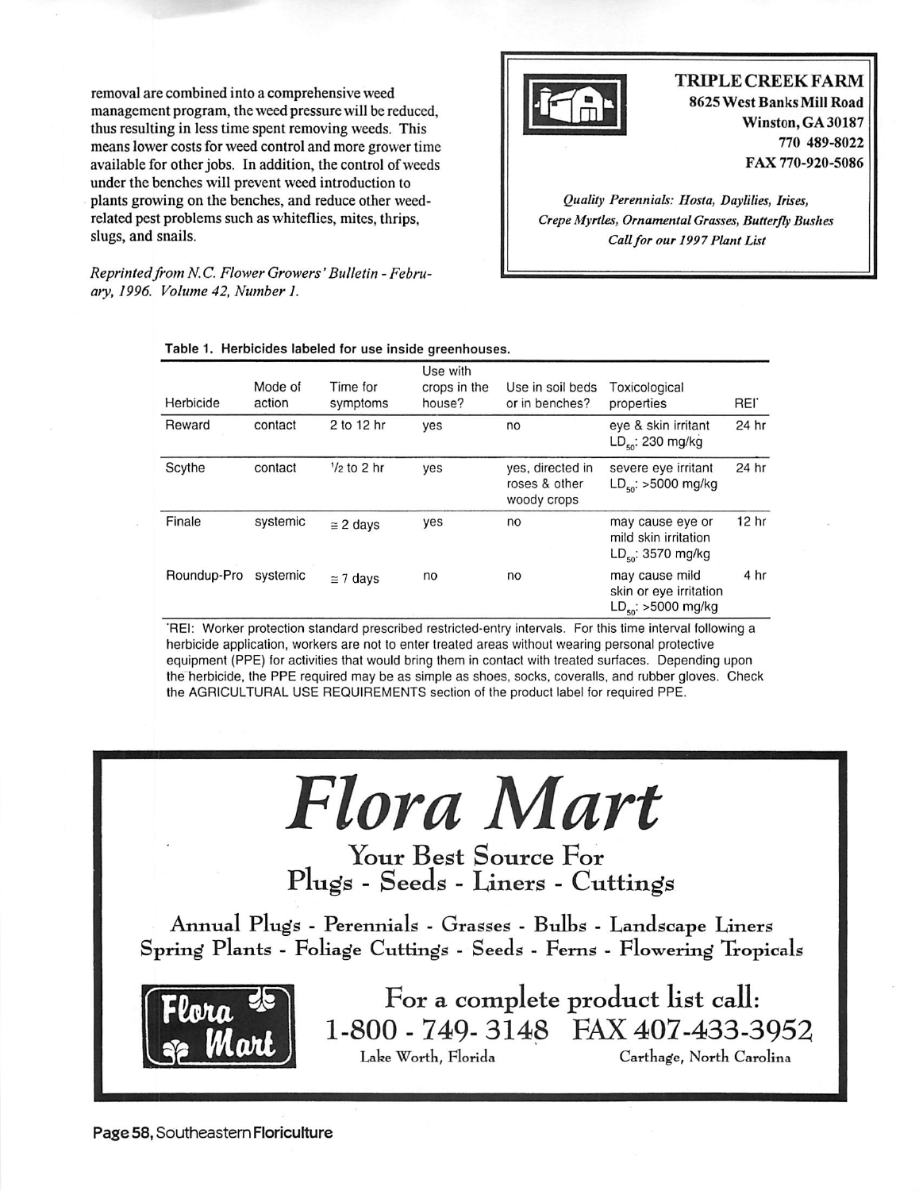removal are combined into a comprehensive weed management program, the weed pressure will be reduced, thus resulting in less time spent removing weeds. This means lower costs for weed control and more grower time available for other jobs. In addition, the control of weeds under the benches will prevent weed introduction to plants growing on the benches, and reduce other weed-related pest problems such as whiteflies, mites, thrips, slugs, and snails.

*Reprinted from N.C. Flower Growers' Bulletin - February, 1996. Volume 42, Number 1.*

**TRIPLE CREEK FARM**
**8625 West Banks Mill Road**
**Winston, GA 30187**
**770 489-8022**
**FAX 770-920-5086**

*Quality Perennials: Hosta, Daylilies, Irises, Crepe Myrtles, Ornamental Grasses, Butterfly Bushes*
*Call for our 1997 Plant List*

**Table 1. Herbicides labeled for use inside greenhouses.**

| Herbicide | Mode of action | Time for symptoms | Use with crops in the house? | Use in soil beds or in benches? | Toxicological properties | REI* |
|---|---|---|---|---|---|---|
| Reward | contact | 2 to 12 hr | yes | no | eye & skin irritant $LD_{50}$: 230 mg/kg | 24 hr |
| Scythe | contact | 1/2 to 2 hr | yes | yes, directed in roses & other woody crops | severe eye irritant $LD_{50}$: >5000 mg/kg | 24 hr |
| Finale | systemic | ≅ 2 days | yes | no | may cause eye or mild skin irritation $LD_{50}$: 3570 mg/kg | 12 hr |
| Roundup-Pro | systemic | ≅ 7 days | no | no | may cause mild skin or eye irritation $LD_{50}$: >5000 mg/kg | 4 hr |

*REI: Worker protection standard prescribed restricted-entry intervals. For this time interval following a herbicide application, workers are not to enter treated areas without wearing personal protective equipment (PPE) for activities that would bring them in contact with treated surfaces. Depending upon the herbicide, the PPE required may be as simple as shoes, socks, coveralls, and rubber gloves. Check the AGRICULTURAL USE REQUIREMENTS section of the product label for required PPE.

# *Flora Mart*

Your Best Source For
Plugs - Seeds - Liners - Cuttings

Annual Plugs - Perennials - Grasses - Bulbs - Landscape Liners
Spring Plants - Foliage Cuttings - Seeds - Ferns - Flowering Tropicals

Flora Mart

For a complete product list call:
1-800 - 749- 3148 FAX 407-433-3952
Lake Worth, Florida Carthage, North Carolina